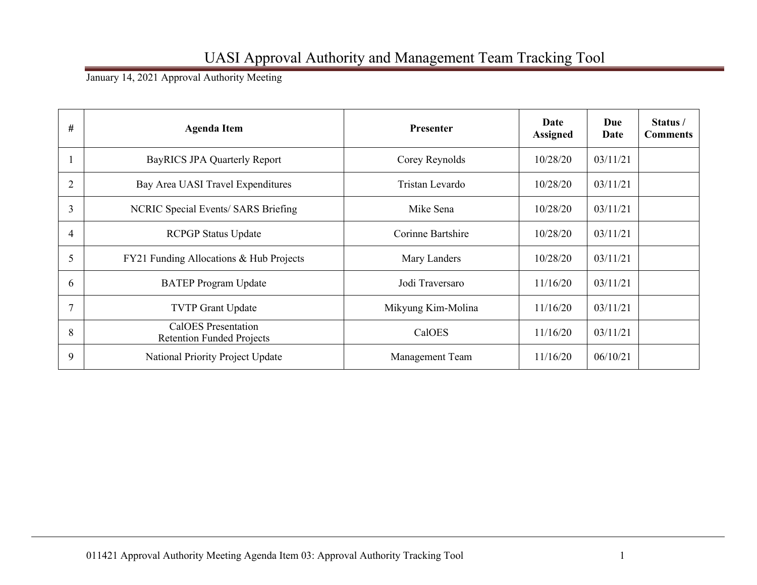# UASI Approval Authority and Management Team Tracking Tool

January 14, 2021 Approval Authority Meeting

| # | Agenda Item | Presenter | Date Assigned | Due Date | Status / Comments |
|---|---|---|---|---|---|
| 1 | BayRICS JPA Quarterly Report | Corey Reynolds | 10/28/20 | 03/11/21 | |
| 2 | Bay Area UASI Travel Expenditures | Tristan Levardo | 10/28/20 | 03/11/21 | |
| 3 | NCRIC Special Events/ SARS Briefing | Mike Sena | 10/28/20 | 03/11/21 | |
| 4 | RCPGP Status Update | Corinne Bartshire | 10/28/20 | 03/11/21 | |
| 5 | FY21 Funding Allocations & Hub Projects | Mary Landers | 10/28/20 | 03/11/21 | |
| 6 | BATEP Program Update | Jodi Traversaro | 11/16/20 | 03/11/21 | |
| 7 | TVTP Grant Update | Mikyung Kim-Molina | 11/16/20 | 03/11/21 | |
| 8 | CalOES Presentation Retention Funded Projects | CalOES | 11/16/20 | 03/11/21 | |
| 9 | National Priority Project Update | Management Team | 11/16/20 | 06/10/21 | |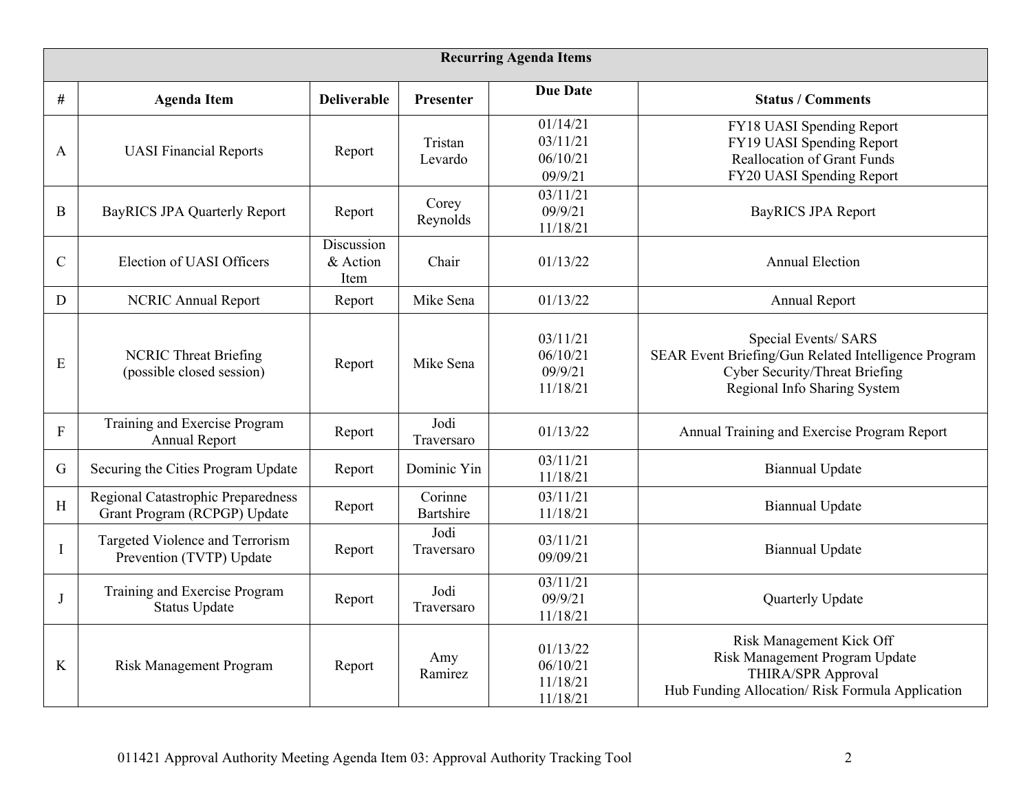| Recurring Agenda Items | | | | | |
|---|---|---|---|---|---|
| # | Agenda Item | Deliverable | Presenter | Due Date | Status / Comments |
| A | UASI Financial Reports | Report | Tristan Levardo | 01/14/21<br>03/11/21<br>06/10/21<br>09/9/21 | FY18 UASI Spending Report<br>FY19 UASI Spending Report<br>Reallocation of Grant Funds<br>FY20 UASI Spending Report |
| B | BayRICS JPA Quarterly Report | Report | Corey Reynolds | 03/11/21<br>09/9/21<br>11/18/21 | BayRICS JPA Report |
| C | Election of UASI Officers | Discussion & Action Item | Chair | 01/13/22 | Annual Election |
| D | NCRIC Annual Report | Report | Mike Sena | 01/13/22 | Annual Report |
| E | NCRIC Threat Briefing (possible closed session) | Report | Mike Sena | 03/11/21<br>06/10/21<br>09/9/21<br>11/18/21 | Special Events/ SARS<br>SEAR Event Briefing/Gun Related Intelligence Program<br>Cyber Security/Threat Briefing<br>Regional Info Sharing System |
| F | Training and Exercise Program Annual Report | Report | Jodi Traversaro | 01/13/22 | Annual Training and Exercise Program Report |
| G | Securing the Cities Program Update | Report | Dominic Yin | 03/11/21<br>11/18/21 | Biannual Update |
| H | Regional Catastrophic Preparedness Grant Program (RCPGP) Update | Report | Corinne Bartshire | 03/11/21<br>11/18/21 | Biannual Update |
| I | Targeted Violence and Terrorism Prevention (TVTP) Update | Report | Jodi Traversaro | 03/11/21<br>09/09/21 | Biannual Update |
| J | Training and Exercise Program Status Update | Report | Jodi Traversaro | 03/11/21<br>09/9/21<br>11/18/21 | Quarterly Update |
| K | Risk Management Program | Report | Amy Ramirez | 01/13/22<br>06/10/21<br>11/18/21<br>11/18/21 | Risk Management Kick Off<br>Risk Management Program Update<br>THIRA/SPR Approval<br>Hub Funding Allocation/ Risk Formula Application |

011421 Approval Authority Meeting Agenda Item 03: Approval Authority Tracking Tool